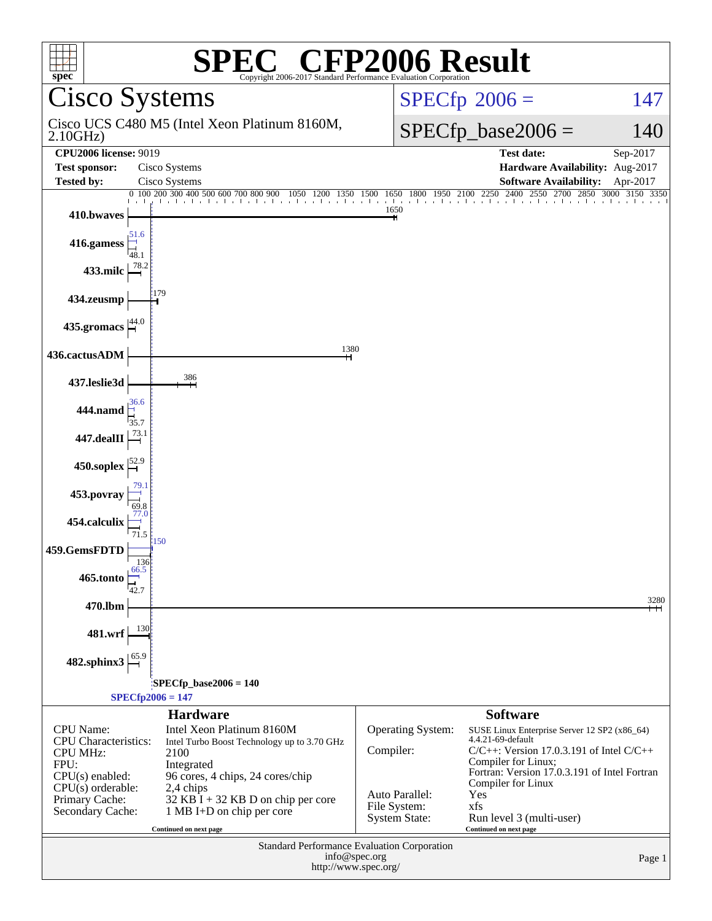# SPEC® CFP2006 Result

Copyright 2006-2017 Standard Performance Evaluation Corporation

## Cisco Systems

Cisco UCS C480 M5 (Intel Xeon Platinum 8160M, 2.10GHz)

SPECfp 2006 = 147

SPECfp_base2006 = 140

| | | | |
|---|---|---|---|
| **CPU2006 license:** 9019 | | **Test date:** | Sep-2017 |
| **Test sponsor:** | Cisco Systems | **Hardware Availability:** | Aug-2017 |
| **Tested by:** | Cisco Systems | **Software Availability:** | Apr-2017 |

| Benchmark | Peak | Base |
|---|---|---|
| 410.bwaves | 1650 | |
| 416.gamess | 51.6 | 48.1 |
| 433.milc | 78.2 | |
| 434.zeusmp | 179 | |
| 435.gromacs | 44.0 | |
| 436.cactusADM | 1380 | |
| 437.leslie3d | 386 | |
| 444.namd | 36.6 | 35.7 |
| 447.dealII | 73.1 | |
| 450.soplex | 52.9 | |
| 453.povray | 79.1 | 69.8 |
| 454.calculix | 77.0 | 71.5 |
| 459.GemsFDTD | 150 | 136 |
| 465.tonto | 66.5 | 42.7 |
| 470.lbm | 3280 | |
| 481.wrf | 130 | |
| 482.sphinx3 | 65.9 | |

SPECfp_base2006 = 140

SPECfp2006 = 147

### Hardware

| | |
|---|---|
| CPU Name: | Intel Xeon Platinum 8160M |
| CPU Characteristics: | Intel Turbo Boost Technology up to 3.70 GHz |
| CPU MHz: | 2100 |
| FPU: | Integrated |
| CPU(s) enabled: | 96 cores, 4 chips, 24 cores/chip |
| CPU(s) orderable: | 2,4 chips |
| Primary Cache: | 32 KB I + 32 KB D on chip per core |
| Secondary Cache: | 1 MB I+D on chip per core |

Continued on next page

### Software

| | |
|---|---|
| Operating System: | SUSE Linux Enterprise Server 12 SP2 (x86_64) 4.4.21-69-default |
| Compiler: | C/C++: Version 17.0.3.191 of Intel C/C++ Compiler for Linux; Fortran: Version 17.0.3.191 of Intel Fortran Compiler for Linux |
| Auto Parallel: | Yes |
| File System: | xfs |
| System State: | Run level 3 (multi-user) |

Continued on next page

Standard Performance Evaluation Corporation
info@spec.org
http://www.spec.org/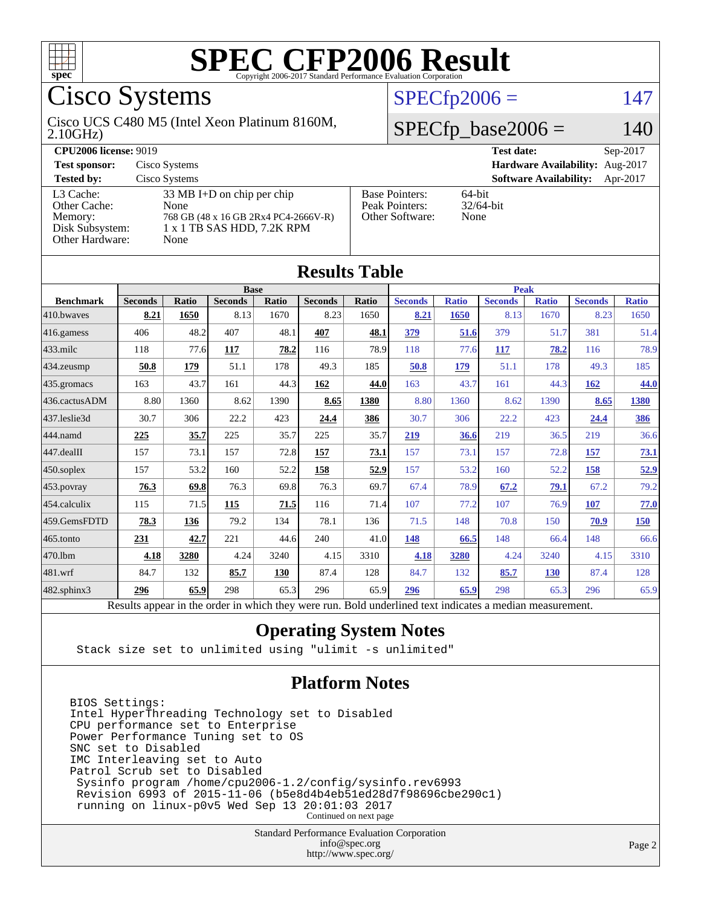# SPEC CFP2006 Result

Copyright 2006-2017 Standard Performance Evaluation Corporation

## Cisco Systems

Cisco UCS C480 M5 (Intel Xeon Platinum 8160M, 2.10GHz)

SPECfp2006 = 147

SPECfp_base2006 = 140

**CPU2006 license:** 9019 | **Test date:** Sep-2017
**Test sponsor:** Cisco Systems | **Hardware Availability:** Aug-2017
**Tested by:** Cisco Systems | **Software Availability:** Apr-2017

L3 Cache: 33 MB I+D on chip per chip
Other Cache: None
Memory: 768 GB (48 x 16 GB 2Rx4 PC4-2666V-R)
Disk Subsystem: 1 x 1 TB SAS HDD, 7.2K RPM
Other Hardware: None

Base Pointers: 64-bit
Peak Pointers: 32/64-bit
Other Software: None

## Results Table

| | Base | | | | | | Peak | | | | | |
|---|---|---|---|---|---|---|---|---|---|---|---|---|
| **Benchmark** | **Seconds** | **Ratio** | **Seconds** | **Ratio** | **Seconds** | **Ratio** | **Seconds** | **Ratio** | **Seconds** | **Ratio** | **Seconds** | **Ratio** |
| 410.bwaves | **8.21** | **1650** | 8.13 | 1670 | 8.23 | 1650 | **8.21** | **1650** | 8.13 | 1670 | 8.23 | 1650 |
| 416.gamess | 406 | 48.2 | 407 | 48.1 | **407** | **48.1** | **379** | **51.6** | 379 | 51.7 | 381 | 51.4 |
| 433.milc | 118 | 77.6 | **117** | **78.2** | 116 | 78.9 | 118 | 77.6 | **117** | **78.2** | 116 | 78.9 |
| 434.zeusmp | **50.8** | **179** | 51.1 | 178 | 49.3 | 185 | **50.8** | **179** | 51.1 | 178 | 49.3 | 185 |
| 435.gromacs | 163 | 43.7 | 161 | 44.3 | **162** | **44.0** | 163 | 43.7 | 161 | 44.3 | **162** | **44.0** |
| 436.cactusADM | 8.80 | 1360 | 8.62 | 1390 | **8.65** | **1380** | 8.80 | 1360 | 8.62 | 1390 | **8.65** | **1380** |
| 437.leslie3d | 30.7 | 306 | 22.2 | 423 | **24.4** | **386** | 30.7 | 306 | 22.2 | 423 | **24.4** | **386** |
| 444.namd | **225** | **35.7** | 225 | 35.7 | 225 | 35.7 | **219** | **36.6** | 219 | 36.5 | 219 | 36.6 |
| 447.dealII | 157 | 73.1 | 157 | 72.8 | **157** | **73.1** | 157 | 73.1 | 157 | 72.8 | **157** | **73.1** |
| 450.soplex | 157 | 53.2 | 160 | 52.2 | **158** | **52.9** | 157 | 53.2 | 160 | 52.2 | **158** | **52.9** |
| 453.povray | **76.3** | **69.8** | 76.3 | 69.8 | 76.3 | 69.7 | 67.4 | 78.9 | **67.2** | **79.1** | 67.2 | 79.2 |
| 454.calculix | 115 | 71.5 | **115** | **71.5** | 116 | 71.4 | 107 | 77.2 | 107 | 76.9 | **107** | **77.0** |
| 459.GemsFDTD | **78.3** | **136** | 79.2 | 134 | 78.1 | 136 | 71.5 | 148 | 70.8 | 150 | **70.9** | **150** |
| 465.tonto | **231** | **42.7** | 221 | 44.6 | 240 | 41.0 | **148** | **66.5** | 148 | 66.4 | 148 | 66.6 |
| 470.lbm | **4.18** | **3280** | 4.24 | 3240 | 4.15 | 3310 | **4.18** | **3280** | 4.24 | 3240 | 4.15 | 3310 |
| 481.wrf | 84.7 | 132 | **85.7** | **130** | 87.4 | 128 | 84.7 | 132 | **85.7** | **130** | 87.4 | 128 |
| 482.sphinx3 | **296** | **65.9** | 298 | 65.3 | 296 | 65.9 | **296** | **65.9** | 298 | 65.3 | 296 | 65.9 |

Results appear in the order in which they were run. Bold underlined text indicates a median measurement.

## Operating System Notes

```
Stack size set to unlimited using "ulimit -s unlimited"
```

## Platform Notes

```
BIOS Settings:
Intel HyperThreading Technology set to Disabled
CPU performance set to Enterprise
Power Performance Tuning set to OS
SNC set to Disabled
IMC Interleaving set to Auto
Patrol Scrub set to Disabled
 Sysinfo program /home/cpu2006-1.2/config/sysinfo.rev6993
 Revision 6993 of 2015-11-06 (b5e8d4b4eb51ed28d7f98696cbe290c1)
 running on linux-p0v5 Wed Sep 13 20:01:03 2017
```

Continued on next page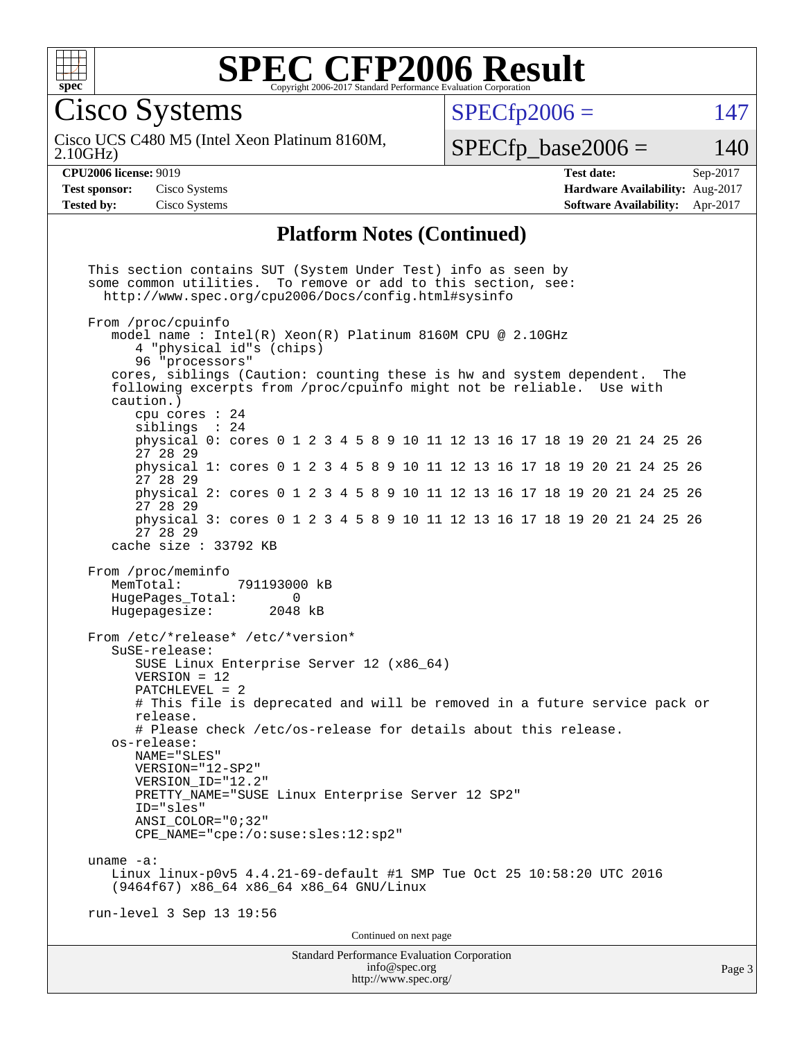# SPEC CFP2006 Result

Copyright 2006-2017 Standard Performance Evaluation Corporation

## Cisco Systems

Cisco UCS C480 M5 (Intel Xeon Platinum 8160M, 2.10GHz)

SPECfp2006 = 147

SPECfp_base2006 = 140

**CPU2006 license:** 9019
**Test sponsor:** Cisco Systems
**Tested by:** Cisco Systems

**Test date:** Sep-2017
**Hardware Availability:** Aug-2017
**Software Availability:** Apr-2017

### Platform Notes (Continued)

```
This section contains SUT (System Under Test) info as seen by
some common utilities.  To remove or add to this section, see:
  http://www.spec.org/cpu2006/Docs/config.html#sysinfo

From /proc/cpuinfo
   model name : Intel(R) Xeon(R) Platinum 8160M CPU @ 2.10GHz
      4 "physical id"s (chips)
      96 "processors"
   cores, siblings (Caution: counting these is hw and system dependent.  The
   following excerpts from /proc/cpuinfo might not be reliable.  Use with
   caution.)
      cpu cores : 24
      siblings  : 24
      physical 0: cores 0 1 2 3 4 5 8 9 10 11 12 13 16 17 18 19 20 21 24 25 26
      27 28 29
      physical 1: cores 0 1 2 3 4 5 8 9 10 11 12 13 16 17 18 19 20 21 24 25 26
      27 28 29
      physical 2: cores 0 1 2 3 4 5 8 9 10 11 12 13 16 17 18 19 20 21 24 25 26
      27 28 29
      physical 3: cores 0 1 2 3 4 5 8 9 10 11 12 13 16 17 18 19 20 21 24 25 26
      27 28 29
   cache size : 33792 KB

From /proc/meminfo
   MemTotal:       791193000 kB
   HugePages_Total:       0
   Hugepagesize:       2048 kB

From /etc/*release* /etc/*version*
   SuSE-release:
      SUSE Linux Enterprise Server 12 (x86_64)
      VERSION = 12
      PATCHLEVEL = 2
      # This file is deprecated and will be removed in a future service pack or
      release.
      # Please check /etc/os-release for details about this release.
   os-release:
      NAME="SLES"
      VERSION="12-SP2"
      VERSION_ID="12.2"
      PRETTY_NAME="SUSE Linux Enterprise Server 12 SP2"
      ID="sles"
      ANSI_COLOR="0;32"
      CPE_NAME="cpe:/o:suse:sles:12:sp2"

uname -a:
   Linux linux-p0v5 4.4.21-69-default #1 SMP Tue Oct 25 10:58:20 UTC 2016
   (9464f67) x86_64 x86_64 x86_64 GNU/Linux

run-level 3 Sep 13 19:56
```

Continued on next page

Standard Performance Evaluation Corporation
info@spec.org
http://www.spec.org/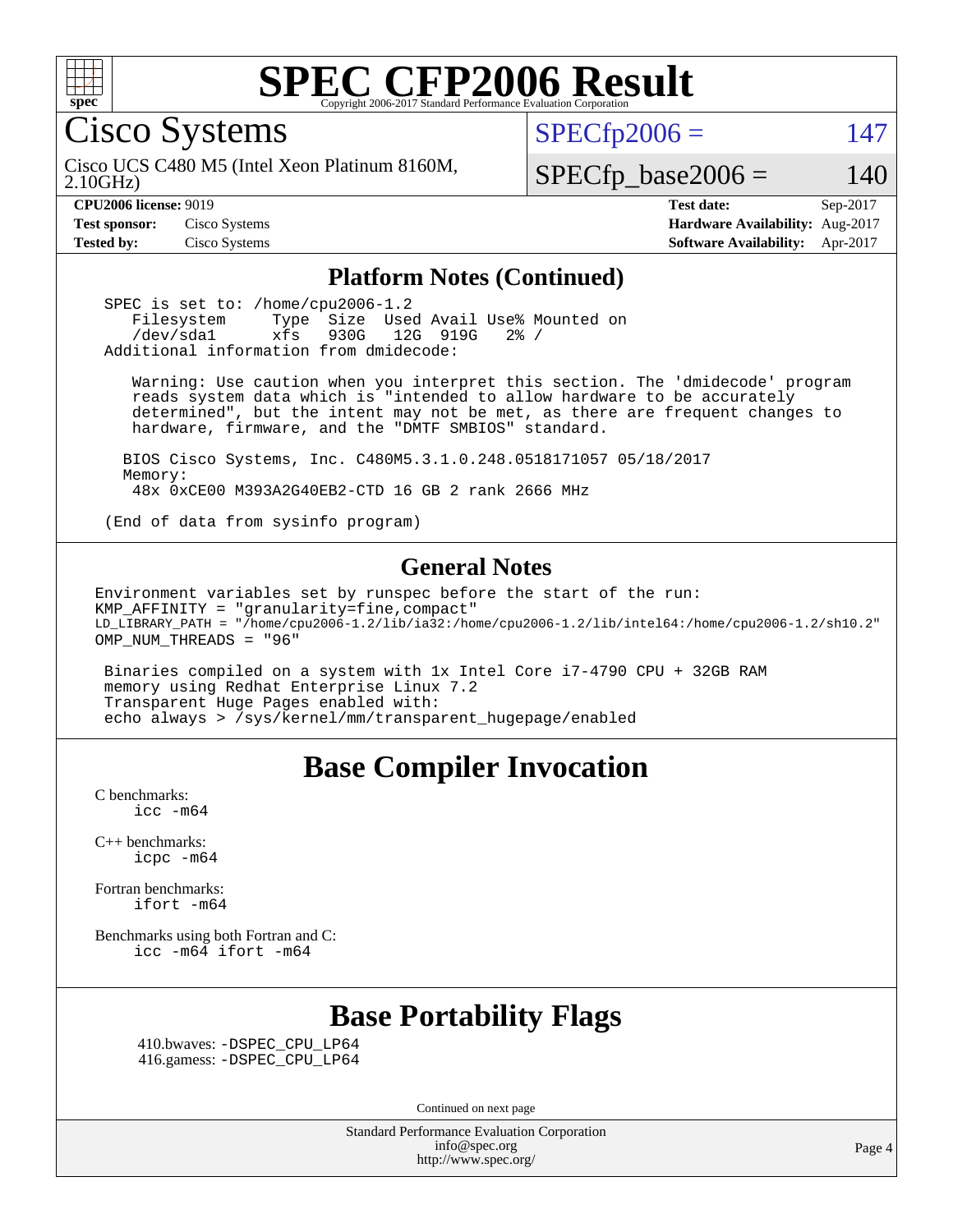# SPEC CFP2006 Result

Copyright 2006-2017 Standard Performance Evaluation Corporation

## Cisco Systems

Cisco UCS C480 M5 (Intel Xeon Platinum 8160M, 2.10GHz)

SPECfp2006 = 147

SPECfp_base2006 = 140

| | | | |
|---|---|---|---|
| **CPU2006 license:** 9019 | | **Test date:** | Sep-2017 |
| **Test sponsor:** | Cisco Systems | **Hardware Availability:** | Aug-2017 |
| **Tested by:** | Cisco Systems | **Software Availability:** | Apr-2017 |

## Platform Notes (Continued)

```
SPEC is set to: /home/cpu2006-1.2
   Filesystem     Type  Size  Used Avail Use% Mounted on
   /dev/sda1      xfs   930G   12G  919G   2% /
Additional information from dmidecode:

   Warning: Use caution when you interpret this section. The 'dmidecode' program
   reads system data which is "intended to allow hardware to be accurately
   determined", but the intent may not be met, as there are frequent changes to
   hardware, firmware, and the "DMTF SMBIOS" standard.

  BIOS Cisco Systems, Inc. C480M5.3.1.0.248.0518171057 05/18/2017
  Memory:
   48x 0xCE00 M393A2G40EB2-CTD 16 GB 2 rank 2666 MHz

(End of data from sysinfo program)
```

## General Notes

```
Environment variables set by runspec before the start of the run:
KMP_AFFINITY = "granularity=fine,compact"
LD_LIBRARY_PATH = "/home/cpu2006-1.2/lib/ia32:/home/cpu2006-1.2/lib/intel64:/home/cpu2006-1.2/sh10.2"
OMP_NUM_THREADS = "96"

 Binaries compiled on a system with 1x Intel Core i7-4790 CPU + 32GB RAM
 memory using Redhat Enterprise Linux 7.2
 Transparent Huge Pages enabled with:
 echo always > /sys/kernel/mm/transparent_hugepage/enabled
```

## Base Compiler Invocation

C benchmarks:
```
icc -m64
```

C++ benchmarks:
```
icpc -m64
```

Fortran benchmarks:
```
ifort -m64
```

Benchmarks using both Fortran and C:
```
icc -m64 ifort -m64
```

## Base Portability Flags

410.bwaves: -DSPEC_CPU_LP64
416.gamess: -DSPEC_CPU_LP64

Continued on next page

Standard Performance Evaluation Corporation
info@spec.org
http://www.spec.org/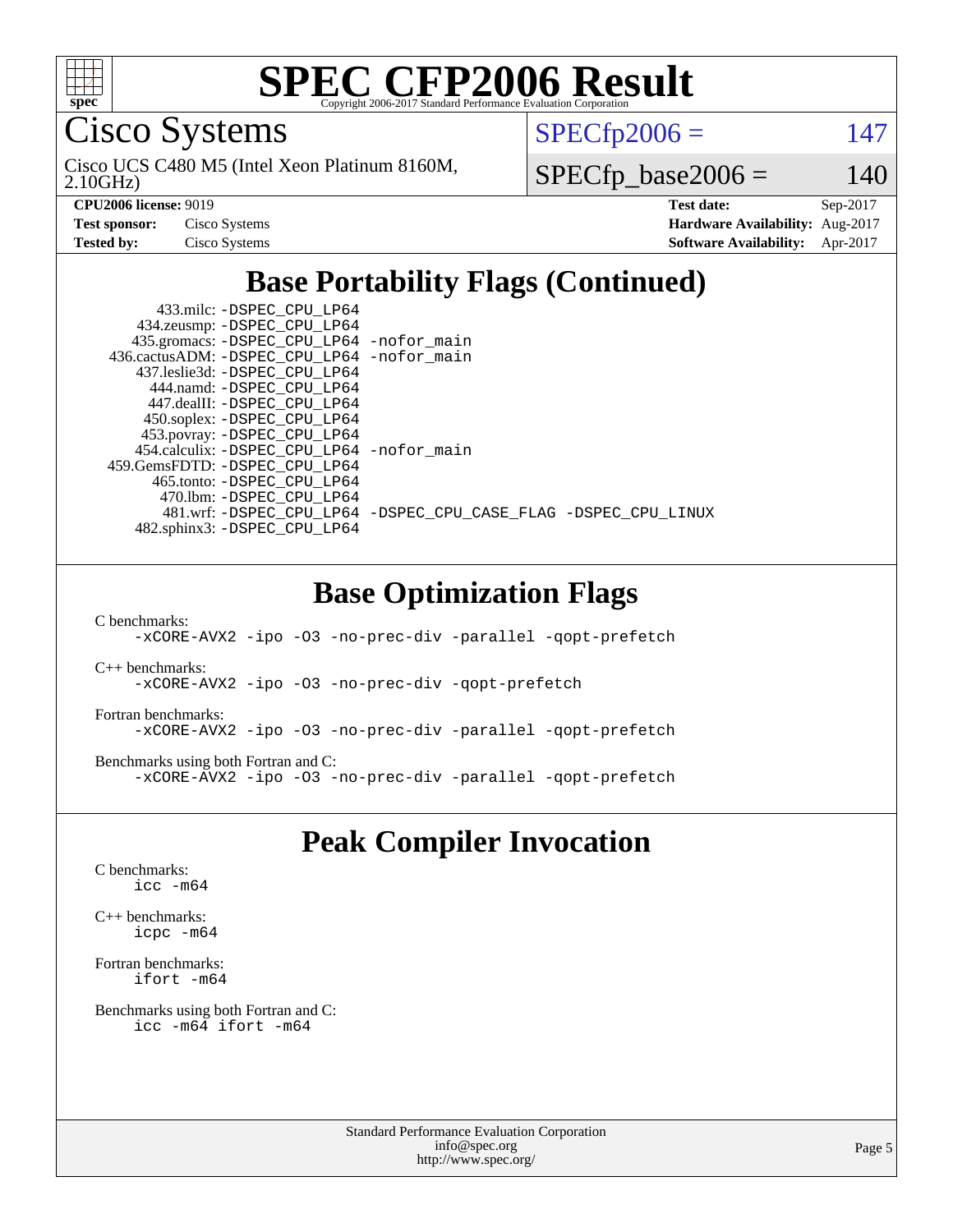# SPEC CFP2006 Result

Copyright 2006-2017 Standard Performance Evaluation Corporation

## Cisco Systems

Cisco UCS C480 M5 (Intel Xeon Platinum 8160M, 2.10GHz)

SPECfp2006 = 147

SPECfp_base2006 = 140

| | | | |
|---|---|---|---|
| **CPU2006 license:** 9019 | | **Test date:** | Sep-2017 |
| **Test sponsor:** | Cisco Systems | **Hardware Availability:** | Aug-2017 |
| **Tested by:** | Cisco Systems | **Software Availability:** | Apr-2017 |

## Base Portability Flags (Continued)

```
      433.milc: -DSPEC_CPU_LP64
    434.zeusmp: -DSPEC_CPU_LP64
   435.gromacs: -DSPEC_CPU_LP64 -nofor_main
 436.cactusADM: -DSPEC_CPU_LP64 -nofor_main
   437.leslie3d: -DSPEC_CPU_LP64
     444.namd: -DSPEC_CPU_LP64
    447.dealII: -DSPEC_CPU_LP64
    450.soplex: -DSPEC_CPU_LP64
    453.povray: -DSPEC_CPU_LP64
  454.calculix: -DSPEC_CPU_LP64 -nofor_main
459.GemsFDTD: -DSPEC_CPU_LP64
     465.tonto: -DSPEC_CPU_LP64
      470.lbm: -DSPEC_CPU_LP64
      481.wrf: -DSPEC_CPU_LP64 -DSPEC_CPU_CASE_FLAG -DSPEC_CPU_LINUX
   482.sphinx3: -DSPEC_CPU_LP64
```

## Base Optimization Flags

C benchmarks:
```
-xCORE-AVX2 -ipo -O3 -no-prec-div -parallel -qopt-prefetch
```

C++ benchmarks:
```
-xCORE-AVX2 -ipo -O3 -no-prec-div -qopt-prefetch
```

Fortran benchmarks:
```
-xCORE-AVX2 -ipo -O3 -no-prec-div -parallel -qopt-prefetch
```

Benchmarks using both Fortran and C:
```
-xCORE-AVX2 -ipo -O3 -no-prec-div -parallel -qopt-prefetch
```

## Peak Compiler Invocation

C benchmarks:
```
icc -m64
```

C++ benchmarks:
```
icpc -m64
```

Fortran benchmarks:
```
ifort -m64
```

Benchmarks using both Fortran and C:
```
icc -m64 ifort -m64
```

Standard Performance Evaluation Corporation
info@spec.org
http://www.spec.org/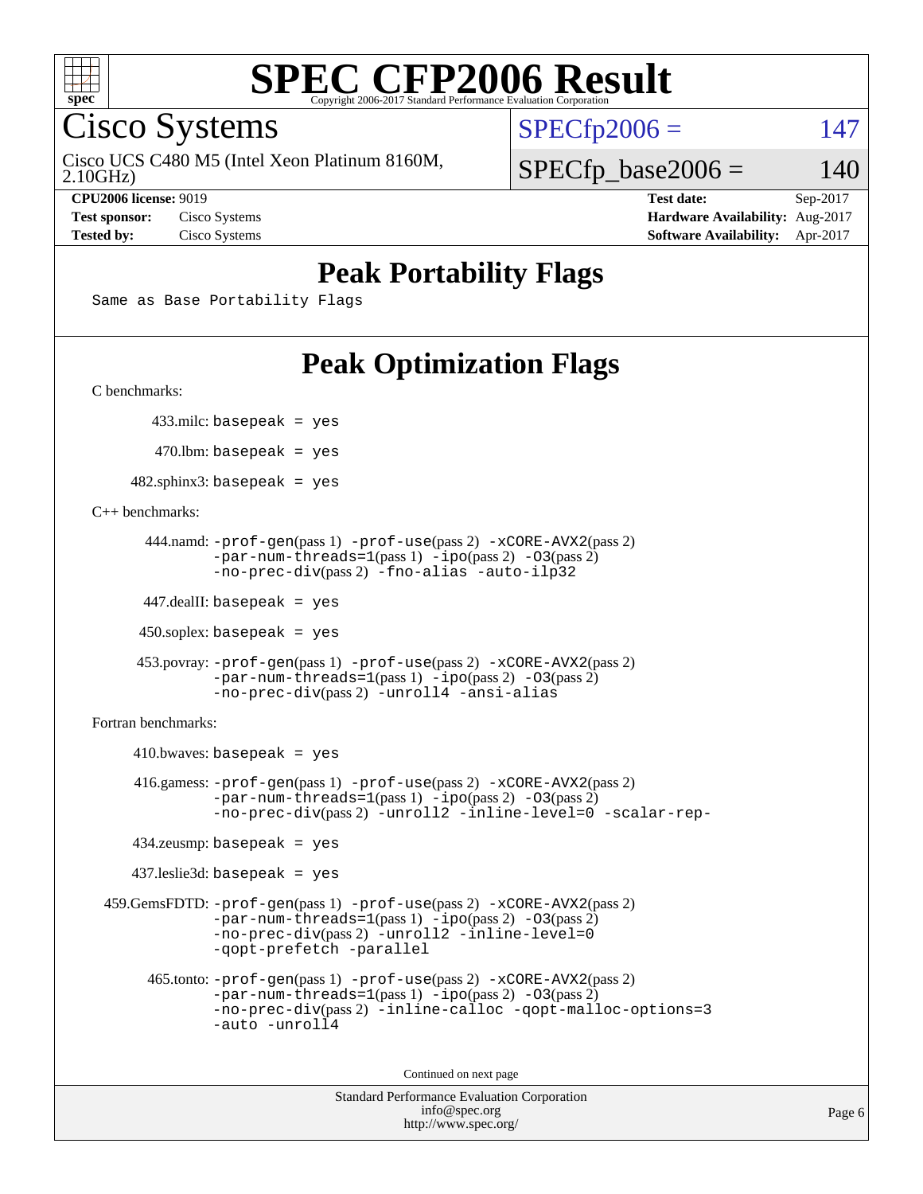# SPEC CFP2006 Result

Copyright 2006-2017 Standard Performance Evaluation Corporation

## Cisco Systems

Cisco UCS C480 M5 (Intel Xeon Platinum 8160M, 2.10GHz)

SPECfp2006 = 147

SPECfp_base2006 = 140

**CPU2006 license:** 9019
**Test sponsor:** Cisco Systems
**Tested by:** Cisco Systems

**Test date:** Sep-2017
**Hardware Availability:** Aug-2017
**Software Availability:** Apr-2017

## Peak Portability Flags

Same as Base Portability Flags

## Peak Optimization Flags

C benchmarks:

433.milc: basepeak = yes

470.lbm: basepeak = yes

482.sphinx3: basepeak = yes

C++ benchmarks:

444.namd: -prof-gen(pass 1) -prof-use(pass 2) -xCORE-AVX2(pass 2) -par-num-threads=1(pass 1) -ipo(pass 2) -O3(pass 2) -no-prec-div(pass 2) -fno-alias -auto-ilp32

447.dealII: basepeak = yes

450.soplex: basepeak = yes

453.povray: -prof-gen(pass 1) -prof-use(pass 2) -xCORE-AVX2(pass 2) -par-num-threads=1(pass 1) -ipo(pass 2) -O3(pass 2) -no-prec-div(pass 2) -unroll4 -ansi-alias

Fortran benchmarks:

410.bwaves: basepeak = yes

416.gamess: -prof-gen(pass 1) -prof-use(pass 2) -xCORE-AVX2(pass 2) -par-num-threads=1(pass 1) -ipo(pass 2) -O3(pass 2) -no-prec-div(pass 2) -unroll2 -inline-level=0 -scalar-rep-

434.zeusmp: basepeak = yes

437.leslie3d: basepeak = yes

459.GemsFDTD: -prof-gen(pass 1) -prof-use(pass 2) -xCORE-AVX2(pass 2) -par-num-threads=1(pass 1) -ipo(pass 2) -O3(pass 2) -no-prec-div(pass 2) -unroll2 -inline-level=0 -qopt-prefetch -parallel

465.tonto: -prof-gen(pass 1) -prof-use(pass 2) -xCORE-AVX2(pass 2) -par-num-threads=1(pass 1) -ipo(pass 2) -O3(pass 2) -no-prec-div(pass 2) -inline-calloc -qopt-malloc-options=3 -auto -unroll4

Continued on next page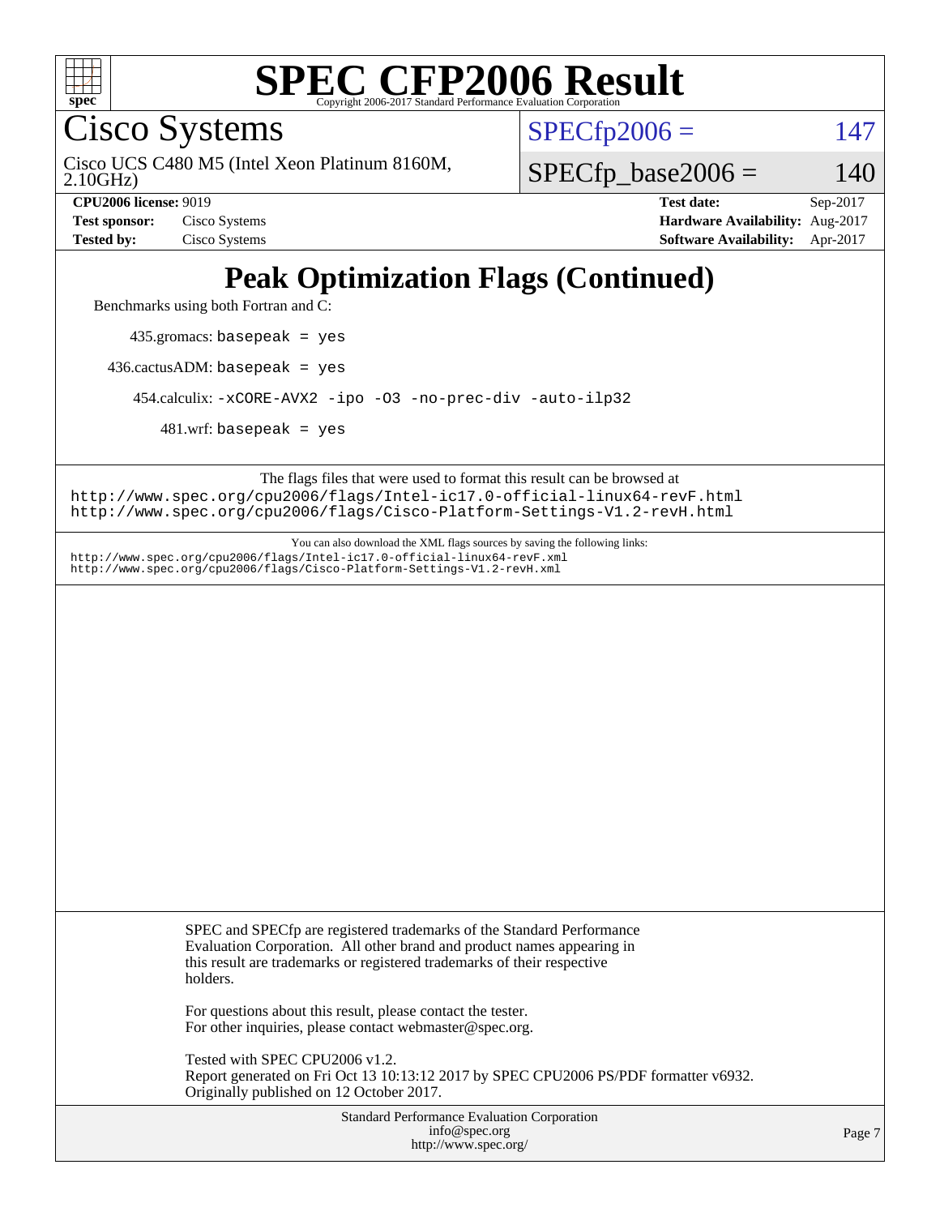# SPEC CFP2006 Result

Copyright 2006-2017 Standard Performance Evaluation Corporation

## Cisco Systems

Cisco UCS C480 M5 (Intel Xeon Platinum 8160M, 2.10GHz)

SPECfp2006 = 147

SPECfp_base2006 = 140

| | | | |
|---|---|---|---|
| **CPU2006 license:** 9019 | | **Test date:** | Sep-2017 |
| **Test sponsor:** | Cisco Systems | **Hardware Availability:** | Aug-2017 |
| **Tested by:** | Cisco Systems | **Software Availability:** | Apr-2017 |

## Peak Optimization Flags (Continued)

Benchmarks using both Fortran and C:

435.gromacs: basepeak = yes

436.cactusADM: basepeak = yes

454.calculix: -xCORE-AVX2 -ipo -O3 -no-prec-div -auto-ilp32

481.wrf: basepeak = yes

The flags files that were used to format this result can be browsed at
http://www.spec.org/cpu2006/flags/Intel-ic17.0-official-linux64-revF.html
http://www.spec.org/cpu2006/flags/Cisco-Platform-Settings-V1.2-revH.html

You can also download the XML flags sources by saving the following links:
http://www.spec.org/cpu2006/flags/Intel-ic17.0-official-linux64-revF.xml
http://www.spec.org/cpu2006/flags/Cisco-Platform-Settings-V1.2-revH.xml

SPEC and SPECfp are registered trademarks of the Standard Performance Evaluation Corporation. All other brand and product names appearing in this result are trademarks or registered trademarks of their respective holders.

For questions about this result, please contact the tester.
For other inquiries, please contact webmaster@spec.org.

Tested with SPEC CPU2006 v1.2.
Report generated on Fri Oct 13 10:13:12 2017 by SPEC CPU2006 PS/PDF formatter v6932.
Originally published on 12 October 2017.

Standard Performance Evaluation Corporation
info@spec.org
http://www.spec.org/